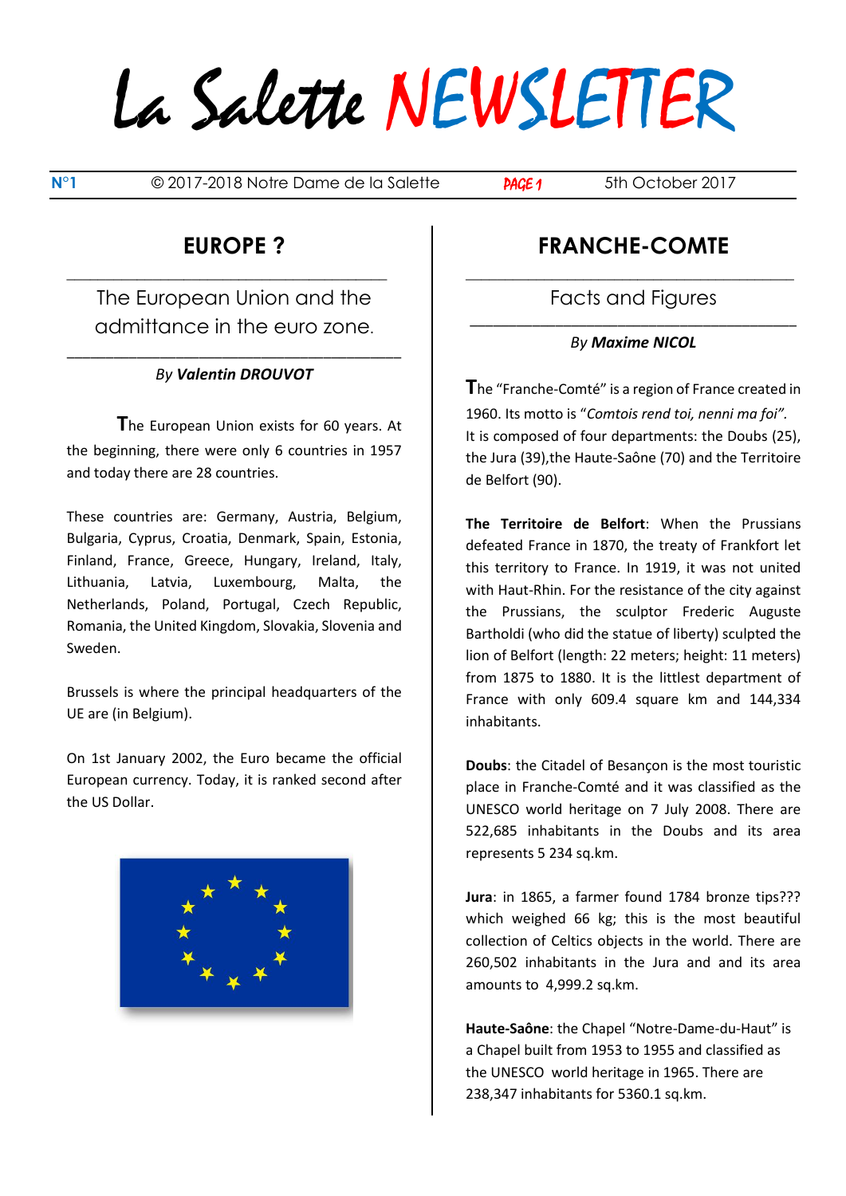# La Salette NEWSLETTER

N°1 © 2017-2018 Notre Dame de la Salette PAGE 1 5th October 2017

## EUROPE ?

### The European Union and the admittance in the euro zone.

*By **Valentin DROUVOT***

The European Union exists for 60 years. At the beginning, there were only 6 countries in 1957 and today there are 28 countries.

These countries are: Germany, Austria, Belgium, Bulgaria, Cyprus, Croatia, Denmark, Spain, Estonia, Finland, France, Greece, Hungary, Ireland, Italy, Lithuania, Latvia, Luxembourg, Malta, the Netherlands, Poland, Portugal, Czech Republic, Romania, the United Kingdom, Slovakia, Slovenia and Sweden.

Brussels is where the principal headquarters of the UE are (in Belgium).

On 1st January 2002, the Euro became the official European currency. Today, it is ranked second after the US Dollar.

## FRANCHE-COMTE

### Facts and Figures

*By **Maxime NICOL***

The "Franche-Comté" is a region of France created in 1960. Its motto is "*Comtois rend toi, nenni ma foi*". It is composed of four departments: the Doubs (25), the Jura (39),the Haute-Saône (70) and the Territoire de Belfort (90).

**The Territoire de Belfort**: When the Prussians defeated France in 1870, the treaty of Frankfort let this territory to France. In 1919, it was not united with Haut-Rhin. For the resistance of the city against the Prussians, the sculptor Frederic Auguste Bartholdi (who did the statue of liberty) sculpted the lion of Belfort (length: 22 meters; height: 11 meters) from 1875 to 1880. It is the littlest department of France with only 609.4 square km and 144,334 inhabitants.

**Doubs**: the Citadel of Besançon is the most touristic place in Franche-Comté and it was classified as the UNESCO world heritage on 7 July 2008. There are 522,685 inhabitants in the Doubs and its area represents 5 234 sq.km.

**Jura**: in 1865, a farmer found 1784 bronze tips??? which weighed 66 kg; this is the most beautiful collection of Celtics objects in the world. There are 260,502 inhabitants in the Jura and and its area amounts to 4,999.2 sq.km.

**Haute-Saône**: the Chapel "Notre-Dame-du-Haut" is a Chapel built from 1953 to 1955 and classified as the UNESCO world heritage in 1965. There are 238,347 inhabitants for 5360.1 sq.km.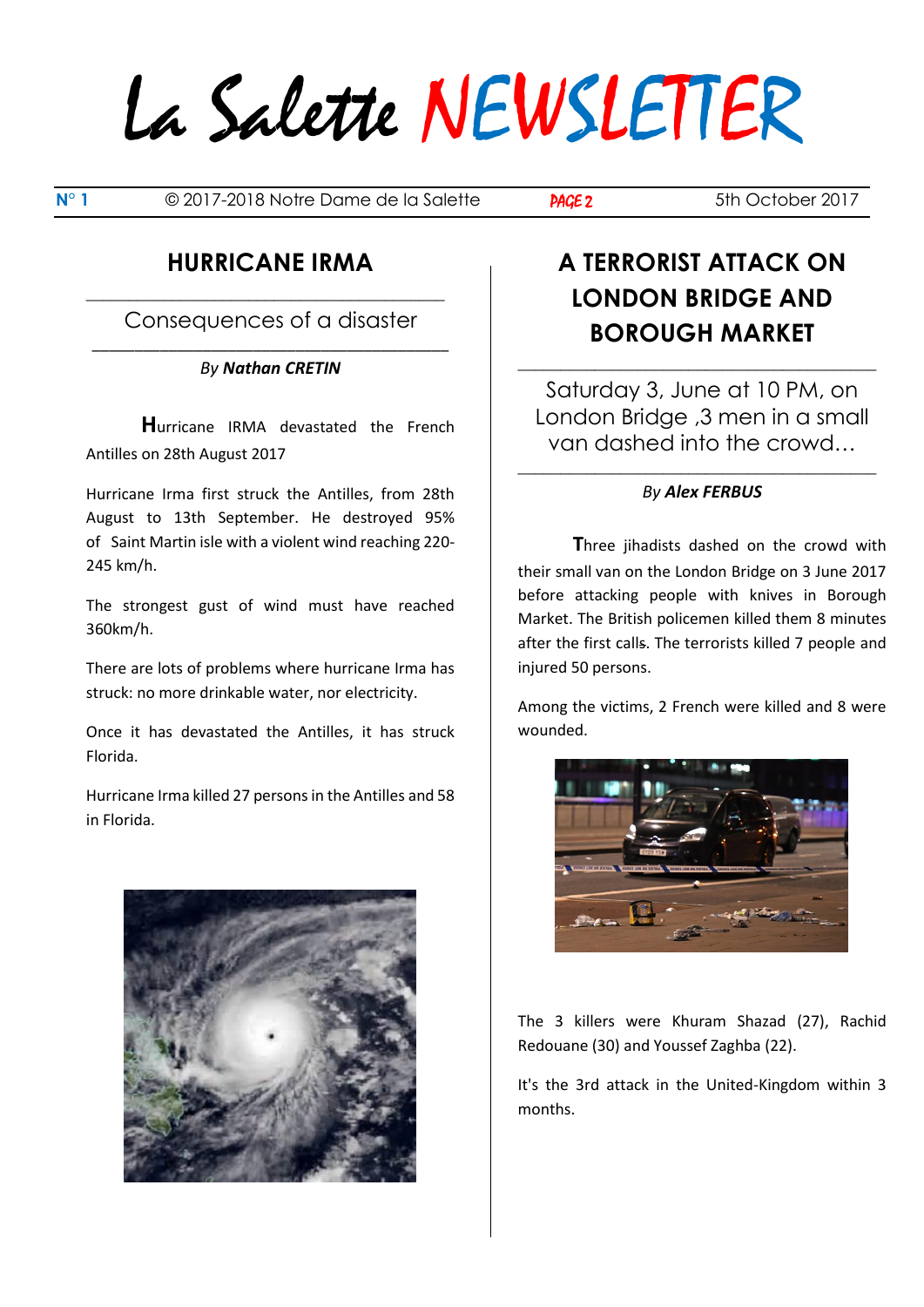# La Salette NEWSLETTER

N° 1 © 2017-2018 Notre Dame de la Salette 5th October 2017

## HURRICANE IRMA

Consequences of a disaster

*By **Nathan CRETIN***

**H**urricane IRMA devastated the French Antilles on 28th August 2017

Hurricane Irma first struck the Antilles, from 28th August to 13th September. He destroyed 95% of Saint Martin isle with a violent wind reaching 220-245 km/h.

The strongest gust of wind must have reached 360km/h.

There are lots of problems where hurricane Irma has struck: no more drinkable water, nor electricity.

Once it has devastated the Antilles, it has struck Florida.

Hurricane Irma killed 27 persons in the Antilles and 58 in Florida.

## A TERRORIST ATTACK ON LONDON BRIDGE AND BOROUGH MARKET

Saturday 3, June at 10 PM, on London Bridge ,3 men in a small van dashed into the crowd…

*By **Alex FERBUS***

**T**hree jihadists dashed on the crowd with their small van on the London Bridge on 3 June 2017 before attacking people with knives in Borough Market. The British policemen killed them 8 minutes after the first calls. The terrorists killed 7 people and injured 50 persons.

Among the victims, 2 French were killed and 8 were wounded.

The 3 killers were Khuram Shazad (27), Rachid Redouane (30) and Youssef Zaghba (22).

It's the 3rd attack in the United-Kingdom within 3 months.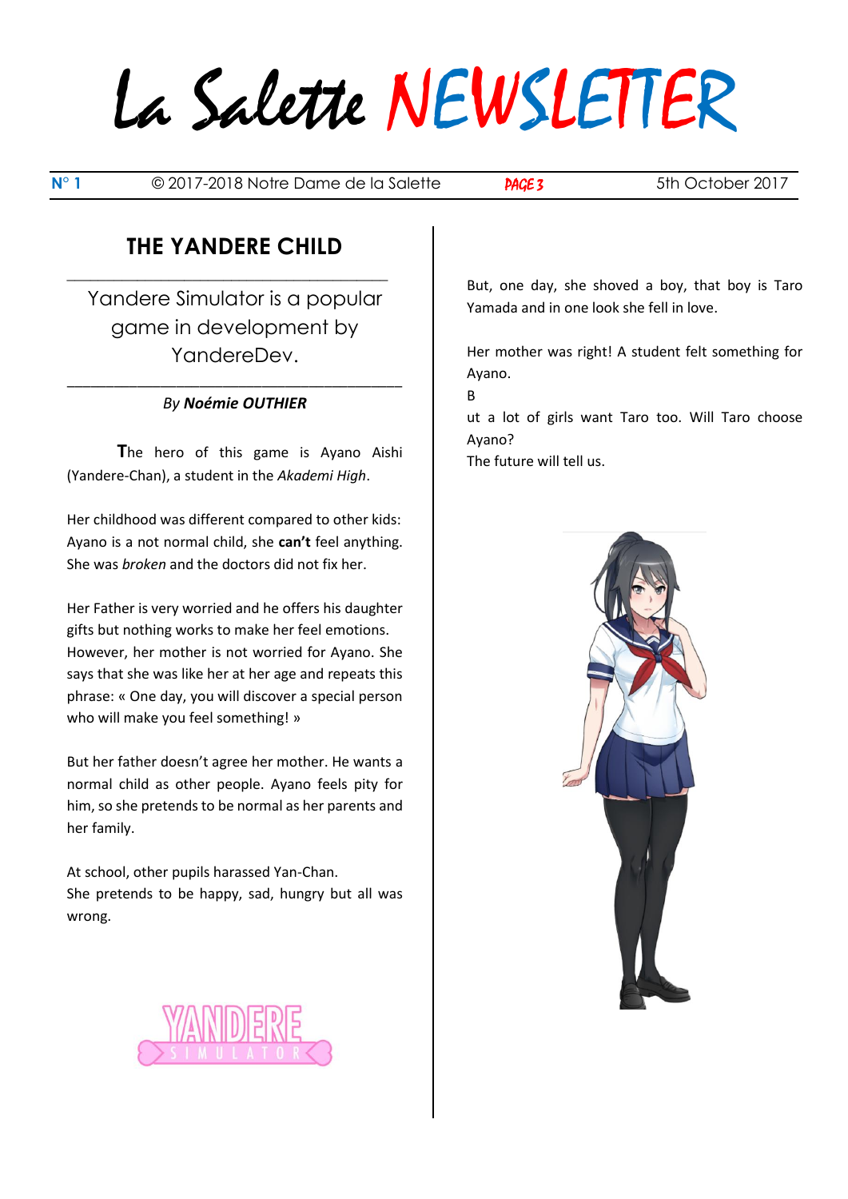# La Salette NEWSLETTER

## THE YANDERE CHILD

Yandere Simulator is a popular game in development by YandereDev.

*By* ***Noémie OUTHIER***

**T**he hero of this game is Ayano Aishi (Yandere-Chan), a student in the *Akademi High*.

Her childhood was different compared to other kids: Ayano is a not normal child, she **can't** feel anything. She was *broken* and the doctors did not fix her.

Her Father is very worried and he offers his daughter gifts but nothing works to make her feel emotions. However, her mother is not worried for Ayano. She says that she was like her at her age and repeats this phrase: « One day, you will discover a special person who will make you feel something! »

But her father doesn't agree her mother. He wants a normal child as other people. Ayano feels pity for him, so she pretends to be normal as her parents and her family.

At school, other pupils harassed Yan-Chan.
She pretends to be happy, sad, hungry but all was wrong.

But, one day, she shoved a boy, that boy is Taro Yamada and in one look she fell in love.

Her mother was right! A student felt something for Ayano.
B
ut a lot of girls want Taro too. Will Taro choose Ayano?
The future will tell us.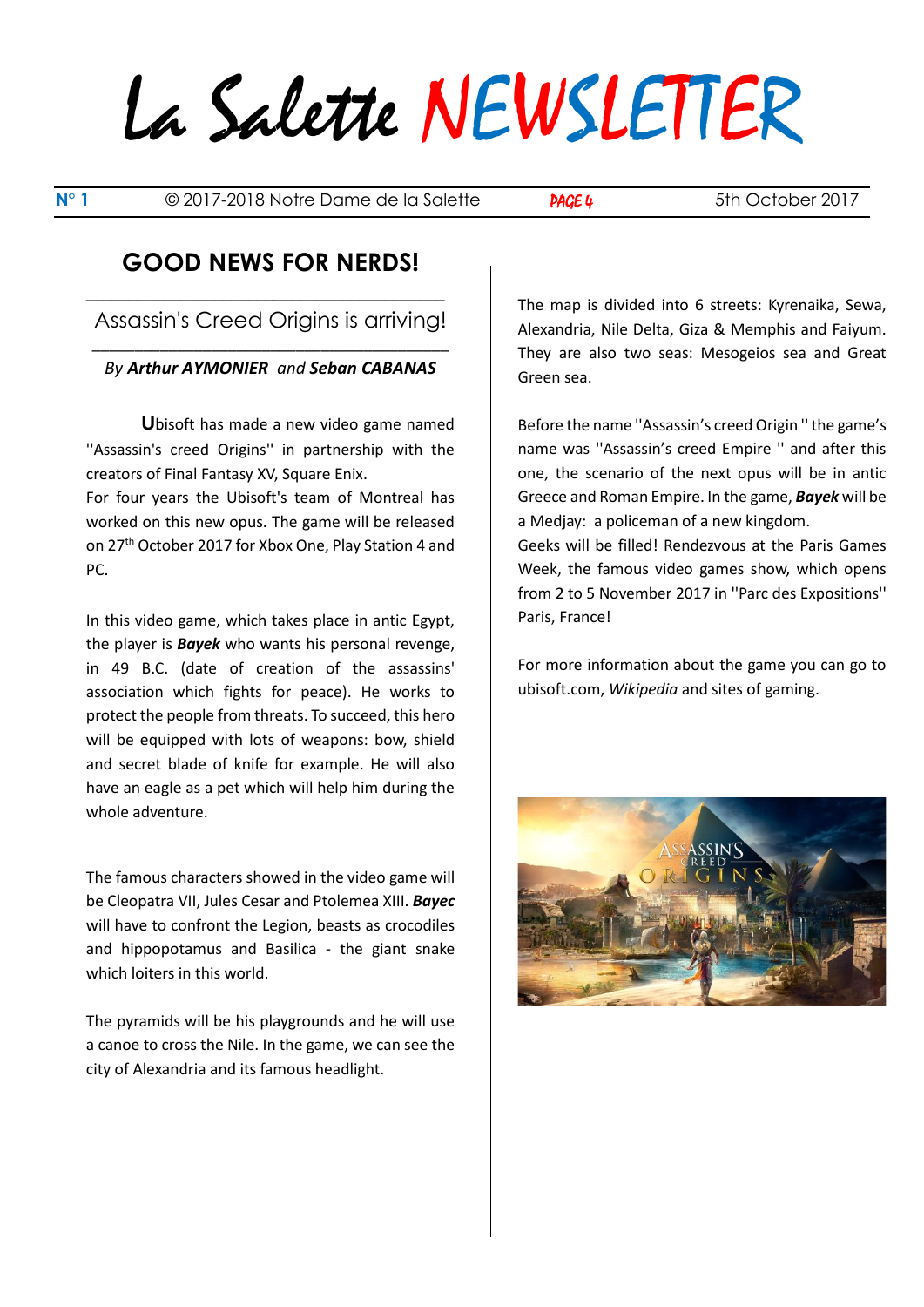# La Salette NEWSLETTER

## GOOD NEWS FOR NERDS!

### Assassin's Creed Origins is arriving!

*By* ***Arthur AYMONIER*** *and* ***Seban CABANAS***

**U**bisoft has made a new video game named "Assassin's creed Origins" in partnership with the creators of Final Fantasy XV, Square Enix.
For four years the Ubisoft's team of Montreal has worked on this new opus. The game will be released on 27th October 2017 for Xbox One, Play Station 4 and PC.

In this video game, which takes place in antic Egypt, the player is ***Bayek*** who wants his personal revenge, in 49 B.C. (date of creation of the assassins' association which fights for peace). He works to protect the people from threats. To succeed, this hero will be equipped with lots of weapons: bow, shield and secret blade of knife for example. He will also have an eagle as a pet which will help him during the whole adventure.

The famous characters showed in the video game will be Cleopatra VII, Jules Cesar and Ptolemea XIII. ***Bayec*** will have to confront the Legion, beasts as crocodiles and hippopotamus and Basilica - the giant snake which loiters in this world.

The pyramids will be his playgrounds and he will use a canoe to cross the Nile. In the game, we can see the city of Alexandria and its famous headlight.

The map is divided into 6 streets: Kyrenaika, Sewa, Alexandria, Nile Delta, Giza & Memphis and Faiyum. They are also two seas: Mesogeios sea and Great Green sea.

Before the name "Assassin's creed Origin " the game's name was "Assassin's creed Empire " and after this one, the scenario of the next opus will be in antic Greece and Roman Empire. In the game, ***Bayek*** will be a Medjay: a policeman of a new kingdom.
Geeks will be filled! Rendezvous at the Paris Games Week, the famous video games show, which opens from 2 to 5 November 2017 in "Parc des Expositions" Paris, France!

For more information about the game you can go to ubisoft.com, *Wikipedia* and sites of gaming.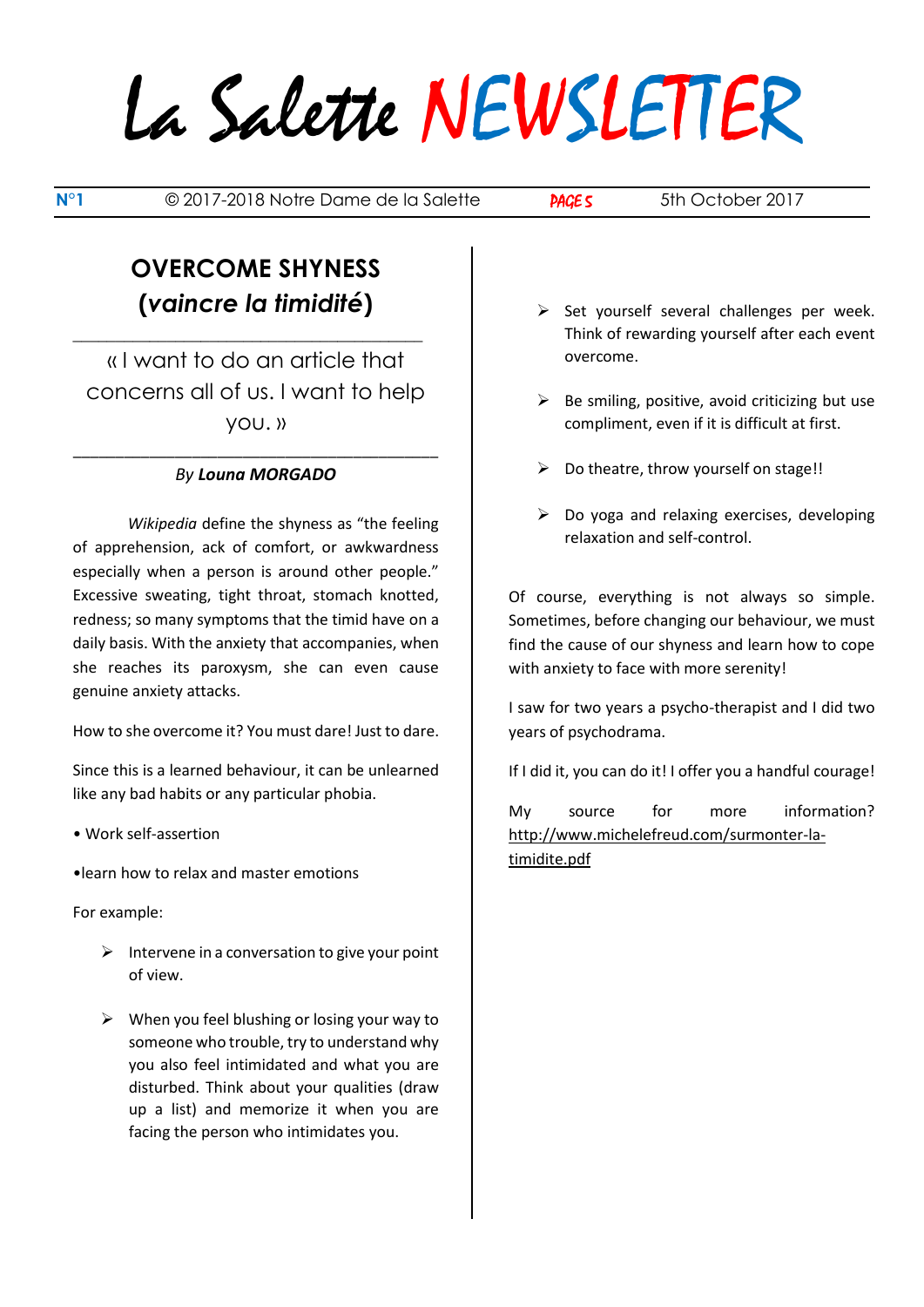# OVERCOME SHYNESS (*vaincre la timidité*)

« I want to do an article that concerns all of us. I want to help you. »

*By **Louna MORGADO***

*Wikipedia* define the shyness as "the feeling of apprehension, ack of comfort, or awkwardness especially when a person is around other people." Excessive sweating, tight throat, stomach knotted, redness; so many symptoms that the timid have on a daily basis. With the anxiety that accompanies, when she reaches its paroxysm, she can even cause genuine anxiety attacks.

How to she overcome it? You must dare! Just to dare.

Since this is a learned behaviour, it can be unlearned like any bad habits or any particular phobia.

• Work self-assertion

•learn how to relax and master emotions

For example:

- Intervene in a conversation to give your point of view.
- When you feel blushing or losing your way to someone who trouble, try to understand why you also feel intimidated and what you are disturbed. Think about your qualities (draw up a list) and memorize it when you are facing the person who intimidates you.
- Set yourself several challenges per week. Think of rewarding yourself after each event overcome.
- Be smiling, positive, avoid criticizing but use compliment, even if it is difficult at first.
- Do theatre, throw yourself on stage!!
- Do yoga and relaxing exercises, developing relaxation and self-control.

Of course, everything is not always so simple. Sometimes, before changing our behaviour, we must find the cause of our shyness and learn how to cope with anxiety to face with more serenity!

I saw for two years a psycho-therapist and I did two years of psychodrama.

If I did it, you can do it! I offer you a handful courage!

My source for more information? http://www.michelefreud.com/surmonter-la-timidite.pdf